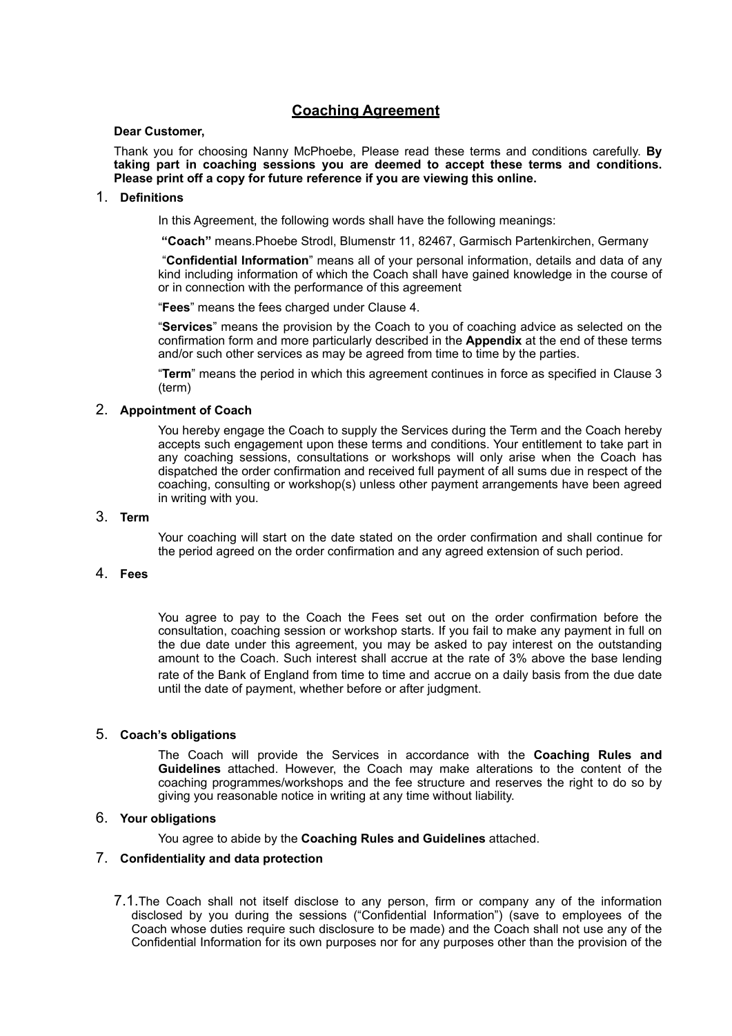# Coaching Agreement

**Dear Customer,**

Thank you for choosing Nanny McPhoebe, Please read these terms and conditions carefully. **By taking part in coaching sessions you are deemed to accept these terms and conditions. Please print off a copy for future reference if you are viewing this online.**

## 1. Definitions

In this Agreement, the following words shall have the following meanings:

**"Coach"** means.Phoebe Strodl, Blumenstr 11, 82467, Garmisch Partenkirchen, Germany

"**Confidential Information**" means all of your personal information, details and data of any kind including information of which the Coach shall have gained knowledge in the course of or in connection with the performance of this agreement

"**Fees**" means the fees charged under Clause 4.

"**Services**" means the provision by the Coach to you of coaching advice as selected on the confirmation form and more particularly described in the **Appendix** at the end of these terms and/or such other services as may be agreed from time to time by the parties.

"**Term**" means the period in which this agreement continues in force as specified in Clause 3 (term)

## 2. Appointment of Coach

You hereby engage the Coach to supply the Services during the Term and the Coach hereby accepts such engagement upon these terms and conditions. Your entitlement to take part in any coaching sessions, consultations or workshops will only arise when the Coach has dispatched the order confirmation and received full payment of all sums due in respect of the coaching, consulting or workshop(s) unless other payment arrangements have been agreed in writing with you.

## 3. Term

Your coaching will start on the date stated on the order confirmation and shall continue for the period agreed on the order confirmation and any agreed extension of such period.

## 4. Fees

You agree to pay to the Coach the Fees set out on the order confirmation before the consultation, coaching session or workshop starts. If you fail to make any payment in full on the due date under this agreement, you may be asked to pay interest on the outstanding amount to the Coach. Such interest shall accrue at the rate of 3% above the base lending rate of the Bank of England from time to time and accrue on a daily basis from the due date until the date of payment, whether before or after judgment.

## 5. Coach's obligations

The Coach will provide the Services in accordance with the **Coaching Rules and Guidelines** attached. However, the Coach may make alterations to the content of the coaching programmes/workshops and the fee structure and reserves the right to do so by giving you reasonable notice in writing at any time without liability.

## 6. Your obligations

You agree to abide by the **Coaching Rules and Guidelines** attached.

## 7. Confidentiality and data protection

7.1. The Coach shall not itself disclose to any person, firm or company any of the information disclosed by you during the sessions ("Confidential Information") (save to employees of the Coach whose duties require such disclosure to be made) and the Coach shall not use any of the Confidential Information for its own purposes nor for any purposes other than the provision of the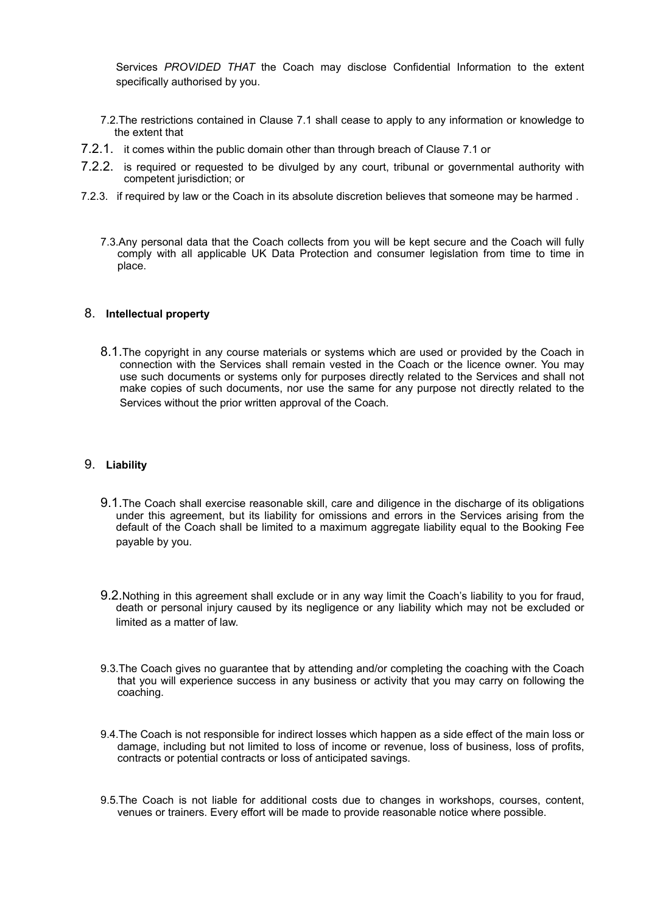Services *PROVIDED THAT* the Coach may disclose Confidential Information to the extent specifically authorised by you.

7.2. The restrictions contained in Clause 7.1 shall cease to apply to any information or knowledge to the extent that

7.2.1. it comes within the public domain other than through breach of Clause 7.1 or

7.2.2. is required or requested to be divulged by any court, tribunal or governmental authority with competent jurisdiction; or

7.2.3. if required by law or the Coach in its absolute discretion believes that someone may be harmed .

7.3. Any personal data that the Coach collects from you will be kept secure and the Coach will fully comply with all applicable UK Data Protection and consumer legislation from time to time in place.

## 8. **Intellectual property**

8.1. The copyright in any course materials or systems which are used or provided by the Coach in connection with the Services shall remain vested in the Coach or the licence owner. You may use such documents or systems only for purposes directly related to the Services and shall not make copies of such documents, nor use the same for any purpose not directly related to the Services without the prior written approval of the Coach.

## 9. **Liability**

9.1. The Coach shall exercise reasonable skill, care and diligence in the discharge of its obligations under this agreement, but its liability for omissions and errors in the Services arising from the default of the Coach shall be limited to a maximum aggregate liability equal to the Booking Fee payable by you.

9.2. Nothing in this agreement shall exclude or in any way limit the Coach's liability to you for fraud, death or personal injury caused by its negligence or any liability which may not be excluded or limited as a matter of law.

9.3. The Coach gives no guarantee that by attending and/or completing the coaching with the Coach that you will experience success in any business or activity that you may carry on following the coaching.

9.4. The Coach is not responsible for indirect losses which happen as a side effect of the main loss or damage, including but not limited to loss of income or revenue, loss of business, loss of profits, contracts or potential contracts or loss of anticipated savings.

9.5. The Coach is not liable for additional costs due to changes in workshops, courses, content, venues or trainers. Every effort will be made to provide reasonable notice where possible.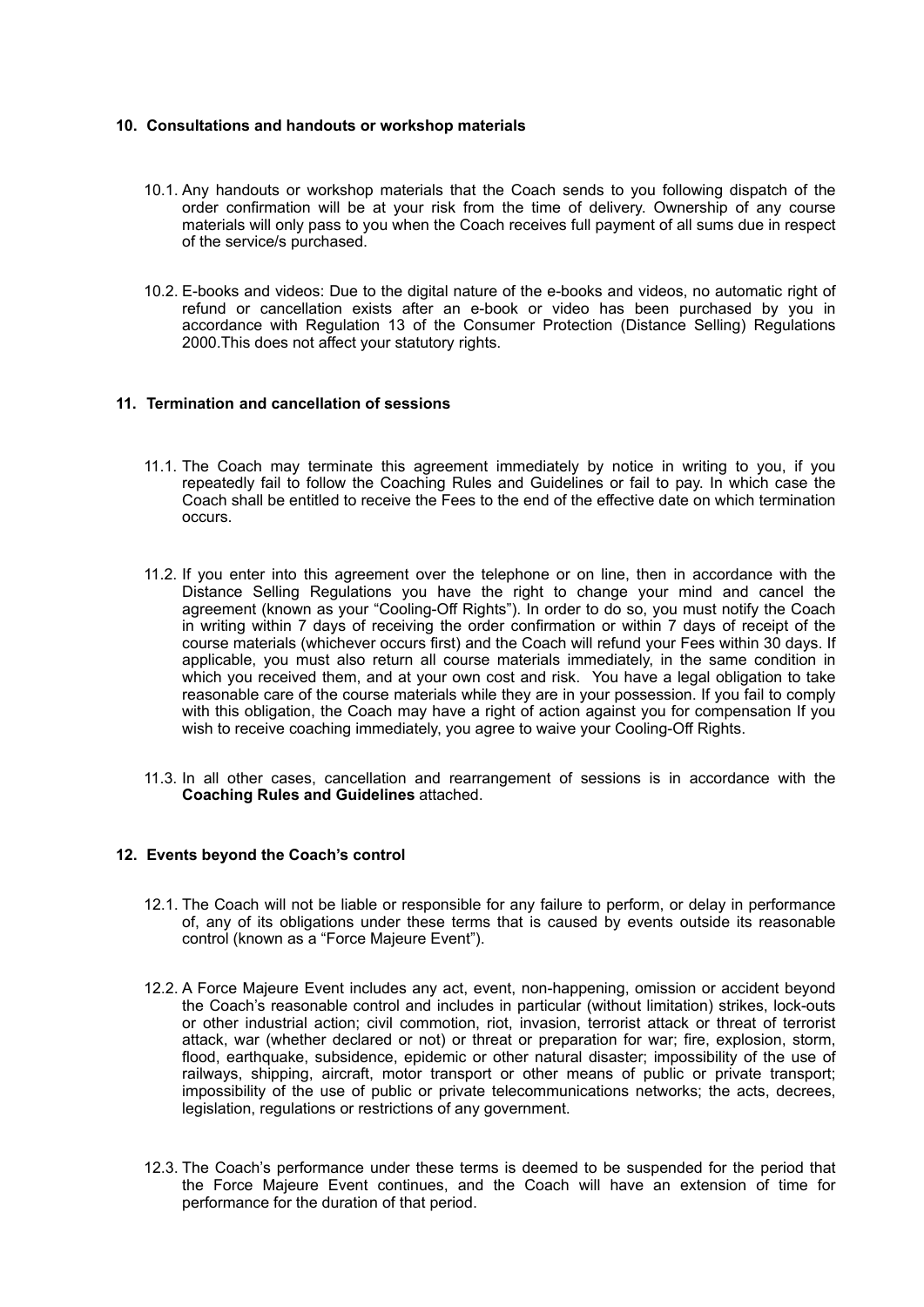## 10. Consultations and handouts or workshop materials

10.1. Any handouts or workshop materials that the Coach sends to you following dispatch of the order confirmation will be at your risk from the time of delivery. Ownership of any course materials will only pass to you when the Coach receives full payment of all sums due in respect of the service/s purchased.

10.2. E-books and videos: Due to the digital nature of the e-books and videos, no automatic right of refund or cancellation exists after an e-book or video has been purchased by you in accordance with Regulation 13 of the Consumer Protection (Distance Selling) Regulations 2000.This does not affect your statutory rights.

## 11. Termination and cancellation of sessions

11.1. The Coach may terminate this agreement immediately by notice in writing to you, if you repeatedly fail to follow the Coaching Rules and Guidelines or fail to pay. In which case the Coach shall be entitled to receive the Fees to the end of the effective date on which termination occurs.

11.2. If you enter into this agreement over the telephone or on line, then in accordance with the Distance Selling Regulations you have the right to change your mind and cancel the agreement (known as your "Cooling-Off Rights"). In order to do so, you must notify the Coach in writing within 7 days of receiving the order confirmation or within 7 days of receipt of the course materials (whichever occurs first) and the Coach will refund your Fees within 30 days. If applicable, you must also return all course materials immediately, in the same condition in which you received them, and at your own cost and risk. You have a legal obligation to take reasonable care of the course materials while they are in your possession. If you fail to comply with this obligation, the Coach may have a right of action against you for compensation If you wish to receive coaching immediately, you agree to waive your Cooling-Off Rights.

11.3. In all other cases, cancellation and rearrangement of sessions is in accordance with the **Coaching Rules and Guidelines** attached.

## 12. Events beyond the Coach's control

12.1. The Coach will not be liable or responsible for any failure to perform, or delay in performance of, any of its obligations under these terms that is caused by events outside its reasonable control (known as a "Force Majeure Event").

12.2. A Force Majeure Event includes any act, event, non-happening, omission or accident beyond the Coach's reasonable control and includes in particular (without limitation) strikes, lock-outs or other industrial action; civil commotion, riot, invasion, terrorist attack or threat of terrorist attack, war (whether declared or not) or threat or preparation for war; fire, explosion, storm, flood, earthquake, subsidence, epidemic or other natural disaster; impossibility of the use of railways, shipping, aircraft, motor transport or other means of public or private transport; impossibility of the use of public or private telecommunications networks; the acts, decrees, legislation, regulations or restrictions of any government.

12.3. The Coach's performance under these terms is deemed to be suspended for the period that the Force Majeure Event continues, and the Coach will have an extension of time for performance for the duration of that period.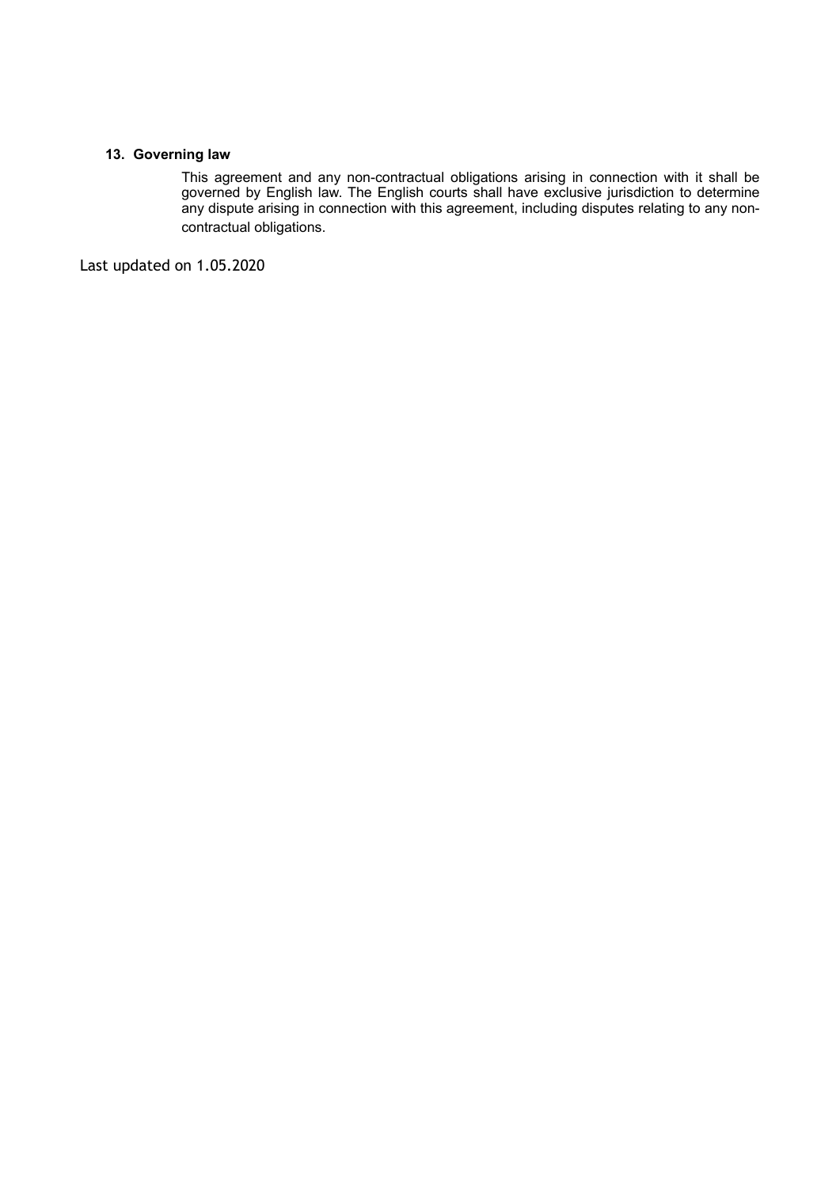### 13. Governing law

This agreement and any non-contractual obligations arising in connection with it shall be governed by English law. The English courts shall have exclusive jurisdiction to determine any dispute arising in connection with this agreement, including disputes relating to any non-contractual obligations.

Last updated on 1.05.2020